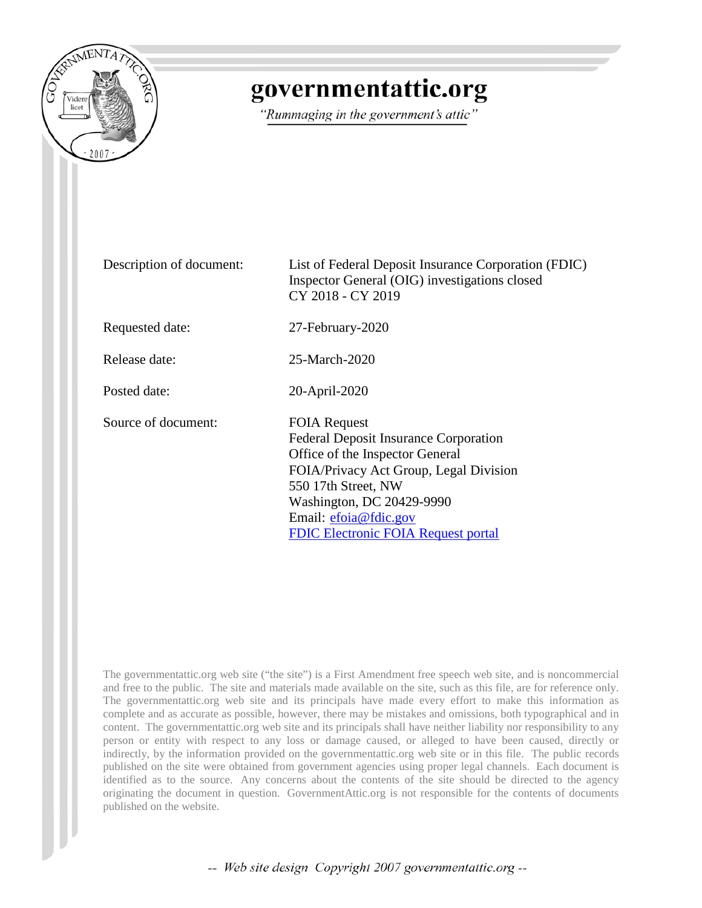# governmentattic.org

*"Rummaging in the government's attic"*

| | |
|---|---|
| Description of document: | List of Federal Deposit Insurance Corporation (FDIC) Inspector General (OIG) investigations closed CY 2018 - CY 2019 |
| Requested date: | 27-February-2020 |
| Release date: | 25-March-2020 |
| Posted date: | 20-April-2020 |
| Source of document: | FOIA Request<br>Federal Deposit Insurance Corporation<br>Office of the Inspector General<br>FOIA/Privacy Act Group, Legal Division<br>550 17th Street, NW<br>Washington, DC 20429-9990<br>Email: efoia@fdic.gov<br>FDIC Electronic FOIA Request portal |

The governmentattic.org web site ("the site") is a First Amendment free speech web site, and is noncommercial and free to the public. The site and materials made available on the site, such as this file, are for reference only. The governmentattic.org web site and its principals have made every effort to make this information as complete and as accurate as possible, however, there may be mistakes and omissions, both typographical and in content. The governmentattic.org web site and its principals shall have neither liability nor responsibility to any person or entity with respect to any loss or damage caused, or alleged to have been caused, directly or indirectly, by the information provided on the governmentattic.org web site or in this file. The public records published on the site were obtained from government agencies using proper legal channels. Each document is identified as to the source. Any concerns about the contents of the site should be directed to the agency originating the document in question. GovernmentAttic.org is not responsible for the contents of documents published on the website.

*-- Web site design Copyright 2007 governmentattic.org --*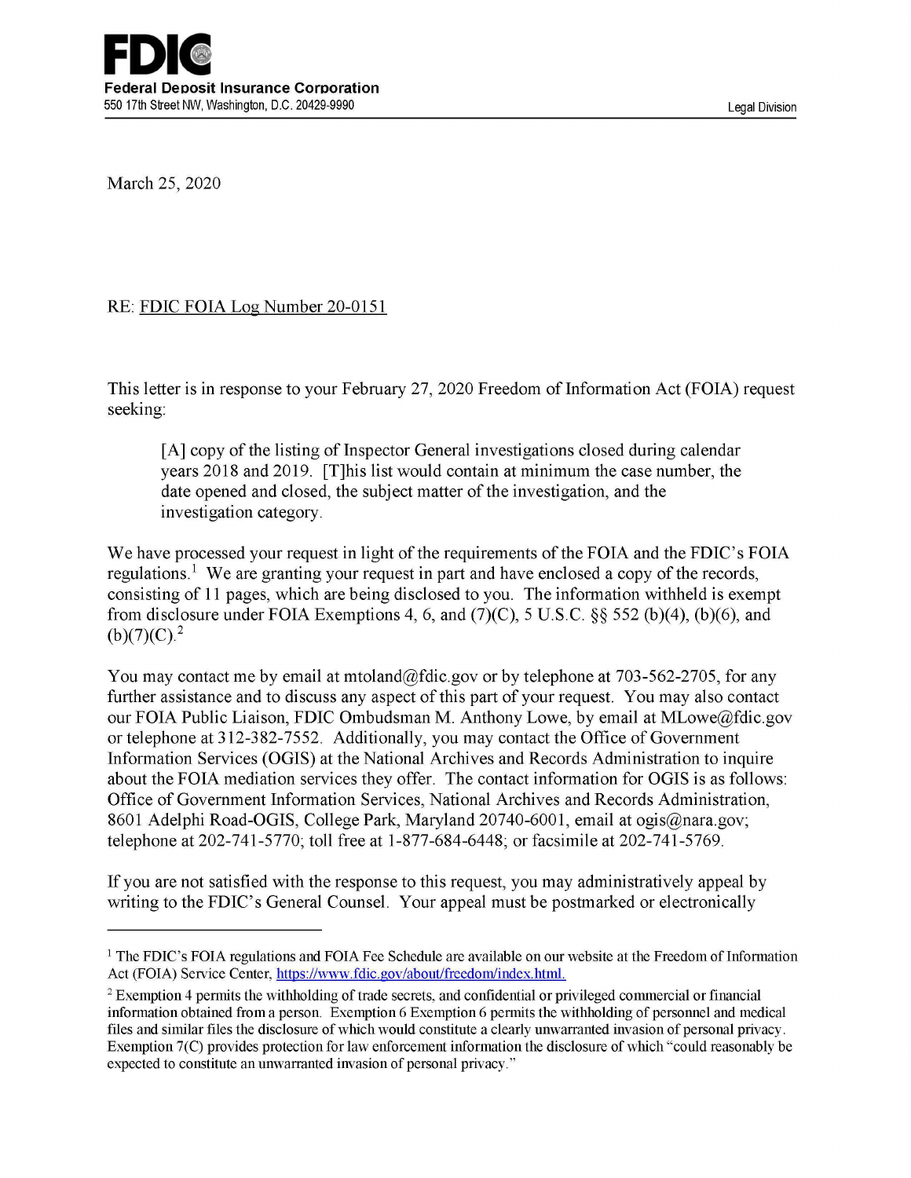**FDIC**

**Federal Deposit Insurance Corporation**
550 17th Street NW, Washington, D.C. 20429-9990

Legal Division

March 25, 2020

RE: FDIC FOIA Log Number 20-0151

This letter is in response to your February 27, 2020 Freedom of Information Act (FOIA) request seeking:

> [A] copy of the listing of Inspector General investigations closed during calendar years 2018 and 2019. [T]his list would contain at minimum the case number, the date opened and closed, the subject matter of the investigation, and the investigation category.

We have processed your request in light of the requirements of the FOIA and the FDIC's FOIA regulations.[1] We are granting your request in part and have enclosed a copy of the records, consisting of 11 pages, which are being disclosed to you. The information withheld is exempt from disclosure under FOIA Exemptions 4, 6, and (7)(C), 5 U.S.C. §§ 552 (b)(4), (b)(6), and (b)(7)(C).[2]

You may contact me by email at mtoland@fdic.gov or by telephone at 703-562-2705, for any further assistance and to discuss any aspect of this part of your request. You may also contact our FOIA Public Liaison, FDIC Ombudsman M. Anthony Lowe, by email at MLowe@fdic.gov or telephone at 312-382-7552. Additionally, you may contact the Office of Government Information Services (OGIS) at the National Archives and Records Administration to inquire about the FOIA mediation services they offer. The contact information for OGIS is as follows: Office of Government Information Services, National Archives and Records Administration, 8601 Adelphi Road-OGIS, College Park, Maryland 20740-6001, email at ogis@nara.gov; telephone at 202-741-5770; toll free at 1-877-684-6448; or facsimile at 202-741-5769.

If you are not satisfied with the response to this request, you may administratively appeal by writing to the FDIC's General Counsel. Your appeal must be postmarked or electronically

---

[1] The FDIC's FOIA regulations and FOIA Fee Schedule are available on our website at the Freedom of Information Act (FOIA) Service Center, https://www.fdic.gov/about/freedom/index.html.

[2] Exemption 4 permits the withholding of trade secrets, and confidential or privileged commercial or financial information obtained from a person. Exemption 6 Exemption 6 permits the withholding of personnel and medical files and similar files the disclosure of which would constitute a clearly unwarranted invasion of personal privacy. Exemption 7(C) provides protection for law enforcement information the disclosure of which "could reasonably be expected to constitute an unwarranted invasion of personal privacy."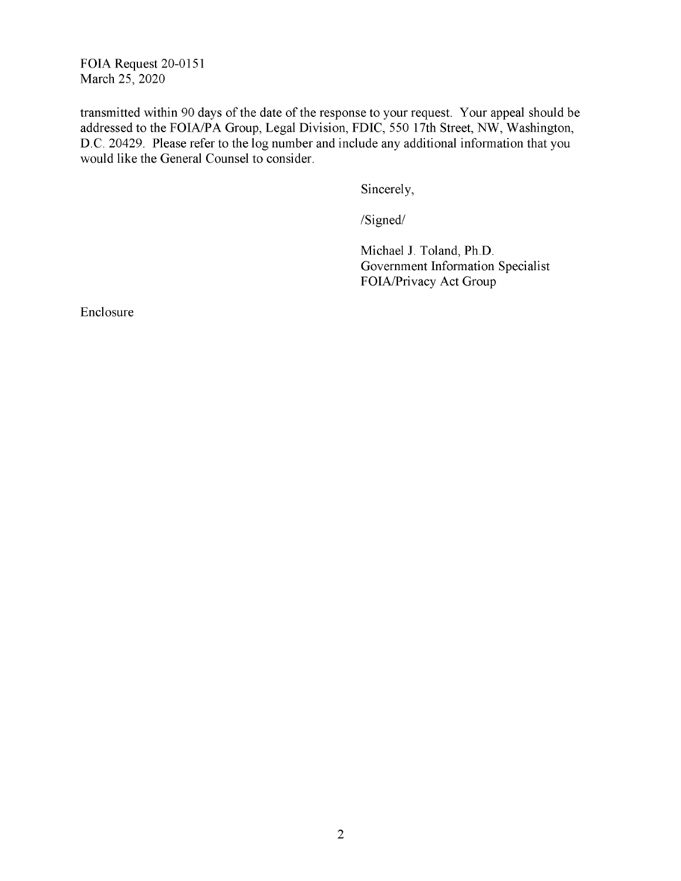transmitted within 90 days of the date of the response to your request. Your appeal should be addressed to the FOIA/PA Group, Legal Division, FDIC, 550 17th Street, NW, Washington, D.C. 20429. Please refer to the log number and include any additional information that you would like the General Counsel to consider.

Sincerely,

/Signed/

Michael J. Toland, Ph.D.
Government Information Specialist
FOIA/Privacy Act Group

Enclosure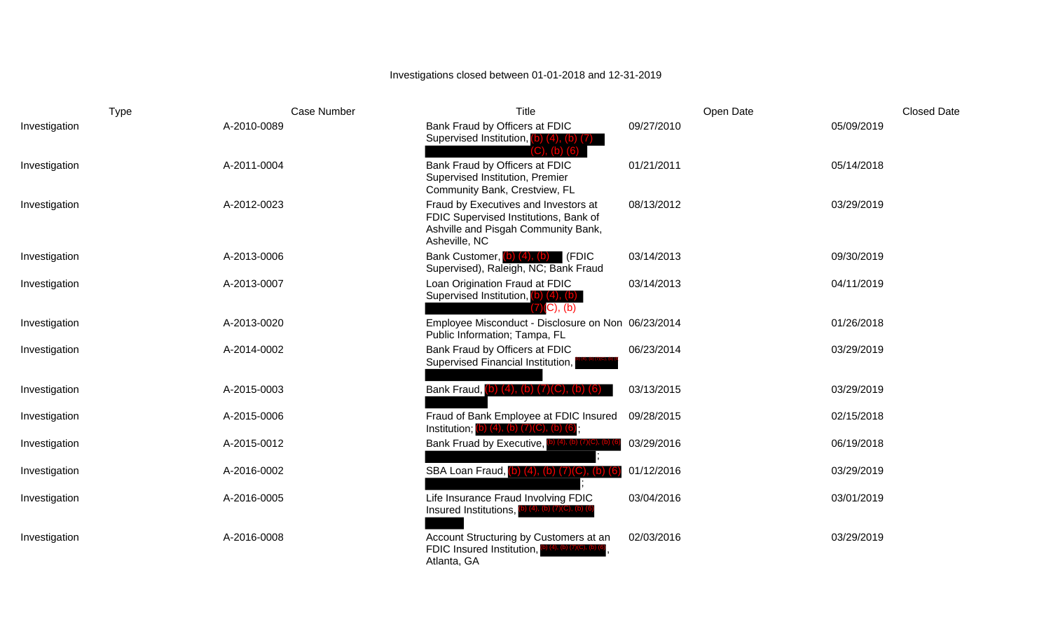Investigations closed between 01-01-2018 and 12-31-2019

| Type | Case Number | Title | Open Date | Closed Date |
| --- | --- | --- | --- | --- |
| Investigation | A-2010-0089 | Bank Fraud by Officers at FDIC Supervised Institution, (b) (4), (b) (7)(C), (b) (6) | 09/27/2010 | 05/09/2019 |
| Investigation | A-2011-0004 | Bank Fraud by Officers at FDIC Supervised Institution, Premier Community Bank, Crestview, FL | 01/21/2011 | 05/14/2018 |
| Investigation | A-2012-0023 | Fraud by Executives and Investors at FDIC Supervised Institutions, Bank of Ashville and Pisgah Community Bank, Asheville, NC | 08/13/2012 | 03/29/2019 |
| Investigation | A-2013-0006 | Bank Customer, (b) (4), (b) (FDIC Supervised), Raleigh, NC; Bank Fraud | 03/14/2013 | 09/30/2019 |
| Investigation | A-2013-0007 | Loan Origination Fraud at FDIC Supervised Institution, (b) (4), (b) (7)(C), (b) | 03/14/2013 | 04/11/2019 |
| Investigation | A-2013-0020 | Employee Misconduct - Disclosure on Non Public Information; Tampa, FL | 06/23/2014 | 01/26/2018 |
| Investigation | A-2014-0002 | Bank Fraud by Officers at FDIC Supervised Financial Institution, (b) (4), (b) (7)(C), (b) (6) | 06/23/2014 | 03/29/2019 |
| Investigation | A-2015-0003 | Bank Fraud, (b) (4), (b) (7)(C), (b) (6) | 03/13/2015 | 03/29/2019 |
| Investigation | A-2015-0006 | Fraud of Bank Employee at FDIC Insured Institution; (b) (4), (b) (7)(C), (b) (6); | 09/28/2015 | 02/15/2018 |
| Investigation | A-2015-0012 | Bank Fruad by Executive, (b) (4), (b) (7)(C), (b) (6); | 03/29/2016 | 06/19/2018 |
| Investigation | A-2016-0002 | SBA Loan Fraud, (b) (4), (b) (7)(C), (b) (6); | 01/12/2016 | 03/29/2019 |
| Investigation | A-2016-0005 | Life Insurance Fraud Involving FDIC Insured Institutions, (b) (4), (b) (7)(C), (b) (6) | 03/04/2016 | 03/01/2019 |
| Investigation | A-2016-0008 | Account Structuring by Customers at an FDIC Insured Institution, (b) (4), (b) (7)(C), (b) (6), Atlanta, GA | 02/03/2016 | 03/29/2019 |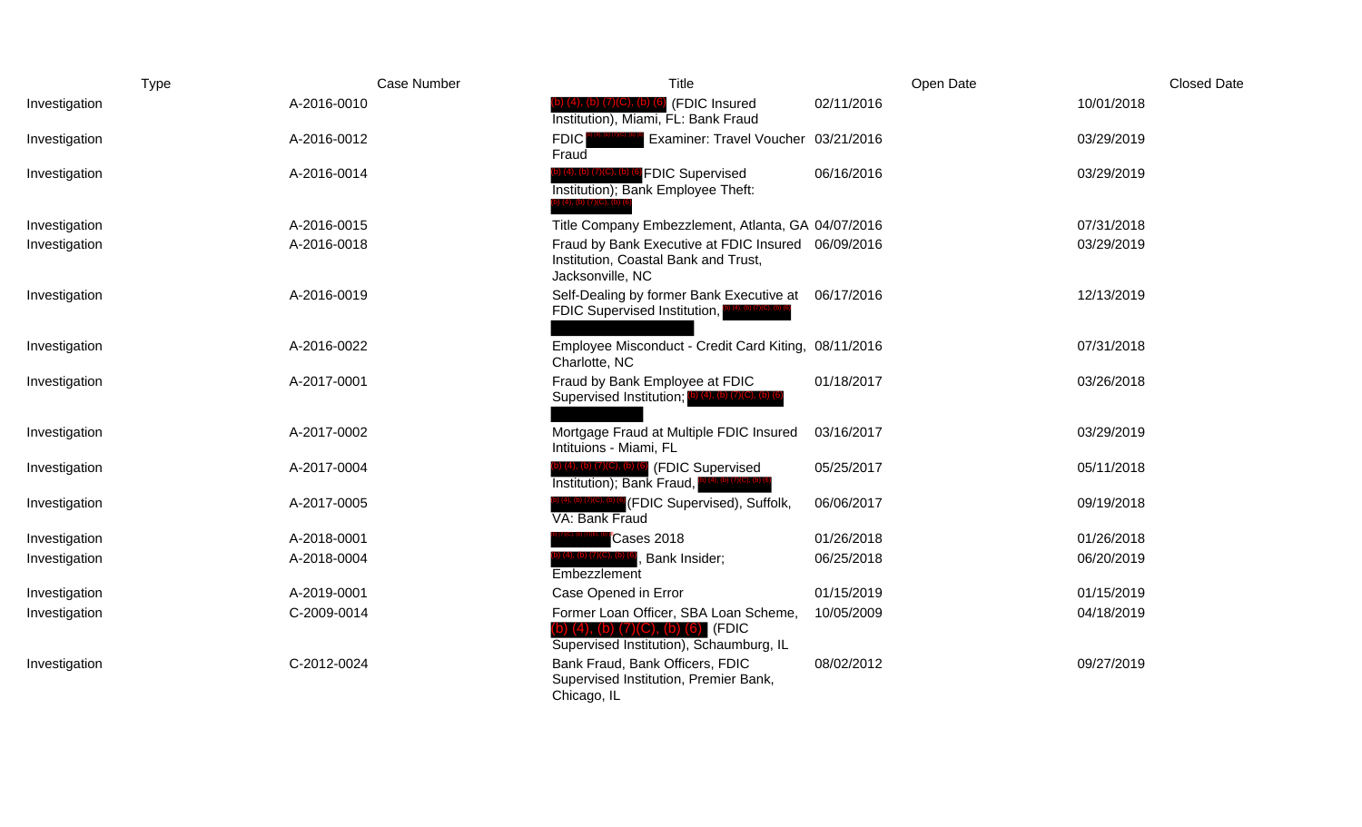| Type | Case Number | Title | Open Date | Closed Date |
|---|---|---|---|---|
| Investigation | A-2016-0010 | (b) (4), (b) (7)(C), (b) (6) (FDIC Insured Institution), Miami, FL: Bank Fraud | 02/11/2016 | 10/01/2018 |
| Investigation | A-2016-0012 | FDIC (b) (4), (b) (7)(C), (b) (6) Examiner: Travel Voucher Fraud | 03/21/2016 | 03/29/2019 |
| Investigation | A-2016-0014 | (b) (4), (b) (7)(C), (b) (6) FDIC Supervised Institution); Bank Employee Theft: (b) (4), (b) (7)(C), (b) (6) | 06/16/2016 | 03/29/2019 |
| Investigation | A-2016-0015 | Title Company Embezzlement, Atlanta, GA | 04/07/2016 | 07/31/2018 |
| Investigation | A-2016-0018 | Fraud by Bank Executive at FDIC Insured Institution, Coastal Bank and Trust, Jacksonville, NC | 06/09/2016 | 03/29/2019 |
| Investigation | A-2016-0019 | Self-Dealing by former Bank Executive at FDIC Supervised Institution, (b) (4), (b) (7)(C), (b) (6) | 06/17/2016 | 12/13/2019 |
| Investigation | A-2016-0022 | Employee Misconduct - Credit Card Kiting, Charlotte, NC | 08/11/2016 | 07/31/2018 |
| Investigation | A-2017-0001 | Fraud by Bank Employee at FDIC Supervised Institution; (b) (4), (b) (7)(C), (b) (6) | 01/18/2017 | 03/26/2018 |
| Investigation | A-2017-0002 | Mortgage Fraud at Multiple FDIC Insured Intituions - Miami, FL | 03/16/2017 | 03/29/2019 |
| Investigation | A-2017-0004 | (b) (4), (b) (7)(C), (b) (6) (FDIC Supervised Institution); Bank Fraud, (b) (4), (b) (7)(C), (b) (6) | 05/25/2017 | 05/11/2018 |
| Investigation | A-2017-0005 | (b) (4), (b) (7)(C), (b) (6) (FDIC Supervised), Suffolk, VA: Bank Fraud | 06/06/2017 | 09/19/2018 |
| Investigation | A-2018-0001 | (b) (7)(C), (b) (6) Cases 2018 | 01/26/2018 | 01/26/2018 |
| Investigation | A-2018-0004 | (b) (4), (b) (7)(C), (b) (6), Bank Insider; Embezzlement | 06/25/2018 | 06/20/2019 |
| Investigation | A-2019-0001 | Case Opened in Error | 01/15/2019 | 01/15/2019 |
| Investigation | C-2009-0014 | Former Loan Officer, SBA Loan Scheme, (b) (4), (b) (7)(C), (b) (6) (FDIC Supervised Institution), Schaumburg, IL | 10/05/2009 | 04/18/2019 |
| Investigation | C-2012-0024 | Bank Fraud, Bank Officers, FDIC Supervised Institution, Premier Bank, Chicago, IL | 08/02/2012 | 09/27/2019 |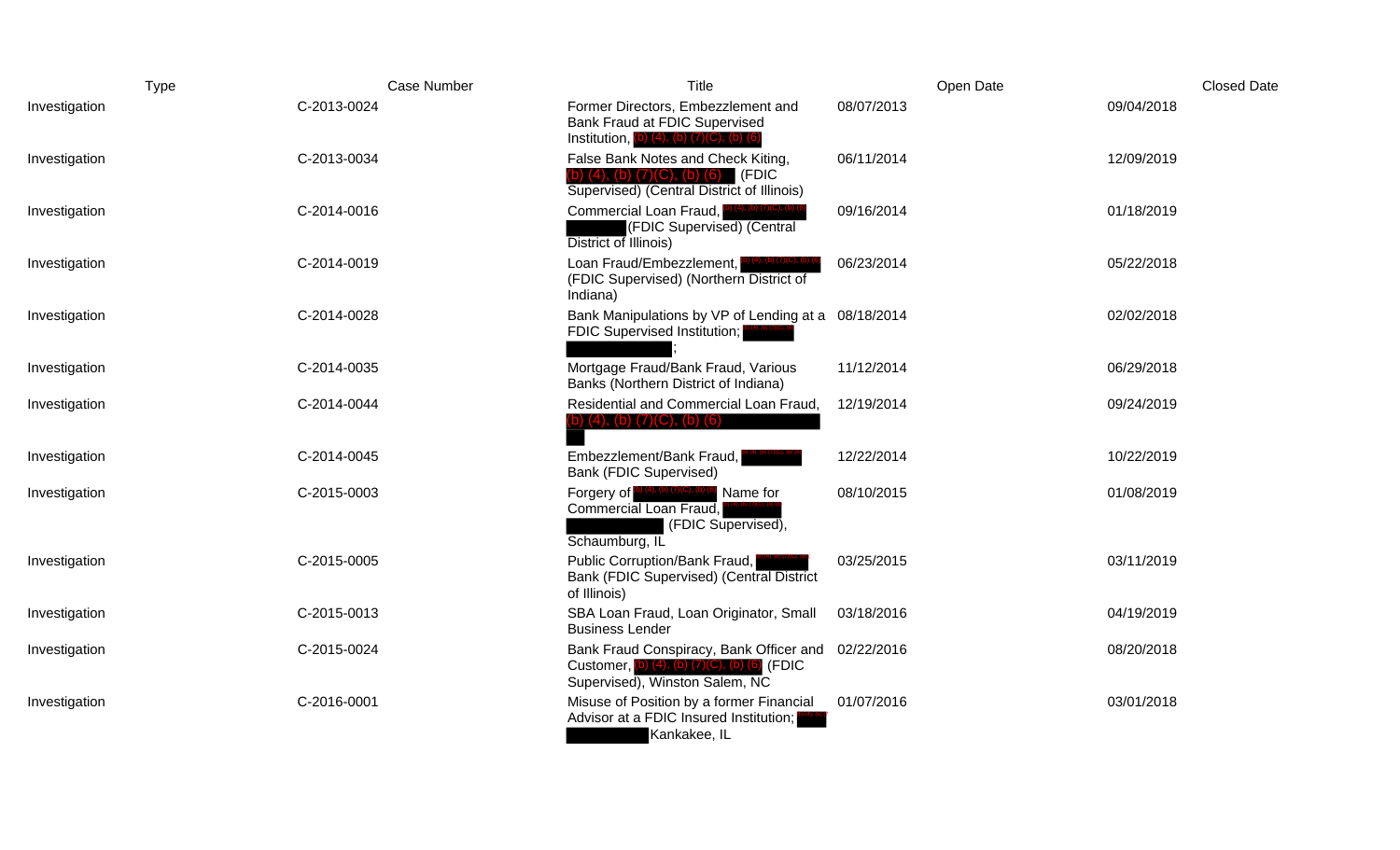| Type | Case Number | Title | Open Date | Closed Date |
|---|---|---|---|---|
| Investigation | C-2013-0024 | Former Directors, Embezzlement and Bank Fraud at FDIC Supervised Institution, (b) (4), (b) (7)(C), (b) (6) | 08/07/2013 | 09/04/2018 |
| Investigation | C-2013-0034 | False Bank Notes and Check Kiting, (b) (4), (b) (7)(C), (b) (6) (FDIC Supervised) (Central District of Illinois) | 06/11/2014 | 12/09/2019 |
| Investigation | C-2014-0016 | Commercial Loan Fraud, (b) (4), (b) (7)(C), (b) (6) (FDIC Supervised) (Central District of Illinois) | 09/16/2014 | 01/18/2019 |
| Investigation | C-2014-0019 | Loan Fraud/Embezzlement, (b) (4), (b) (7)(C), (b) (6) (FDIC Supervised) (Northern District of Indiana) | 06/23/2014 | 05/22/2018 |
| Investigation | C-2014-0028 | Bank Manipulations by VP of Lending at a FDIC Supervised Institution; (b) (4), (b) (7)(C), (b) (6) ; | 08/18/2014 | 02/02/2018 |
| Investigation | C-2014-0035 | Mortgage Fraud/Bank Fraud, Various Banks (Northern District of Indiana) | 11/12/2014 | 06/29/2018 |
| Investigation | C-2014-0044 | Residential and Commercial Loan Fraud, (b) (4), (b) (7)(C), (b) (6) | 12/19/2014 | 09/24/2019 |
| Investigation | C-2014-0045 | Embezzlement/Bank Fraud, (b) (4), (b) (7)(C), (b) (6) Bank (FDIC Supervised) | 12/22/2014 | 10/22/2019 |
| Investigation | C-2015-0003 | Forgery of (b) (4), (b) (7)(C), (b) (6) Name for Commercial Loan Fraud, (b) (4), (b) (7)(C), (b) (6) (FDIC Supervised), Schaumburg, IL | 08/10/2015 | 01/08/2019 |
| Investigation | C-2015-0005 | Public Corruption/Bank Fraud, (b) (4), (b) (7)(C), (b) (6) Bank (FDIC Supervised) (Central District of Illinois) | 03/25/2015 | 03/11/2019 |
| Investigation | C-2015-0013 | SBA Loan Fraud, Loan Originator, Small Business Lender | 03/18/2016 | 04/19/2019 |
| Investigation | C-2015-0024 | Bank Fraud Conspiracy, Bank Officer and Customer, (b) (4), (b) (7)(C), (b) (6) (FDIC Supervised), Winston Salem, NC | 02/22/2016 | 08/20/2018 |
| Investigation | C-2016-0001 | Misuse of Position by a former Financial Advisor at a FDIC Insured Institution; (b) (4), (b) (7)(C), (b) (6) Kankakee, IL | 01/07/2016 | 03/01/2018 |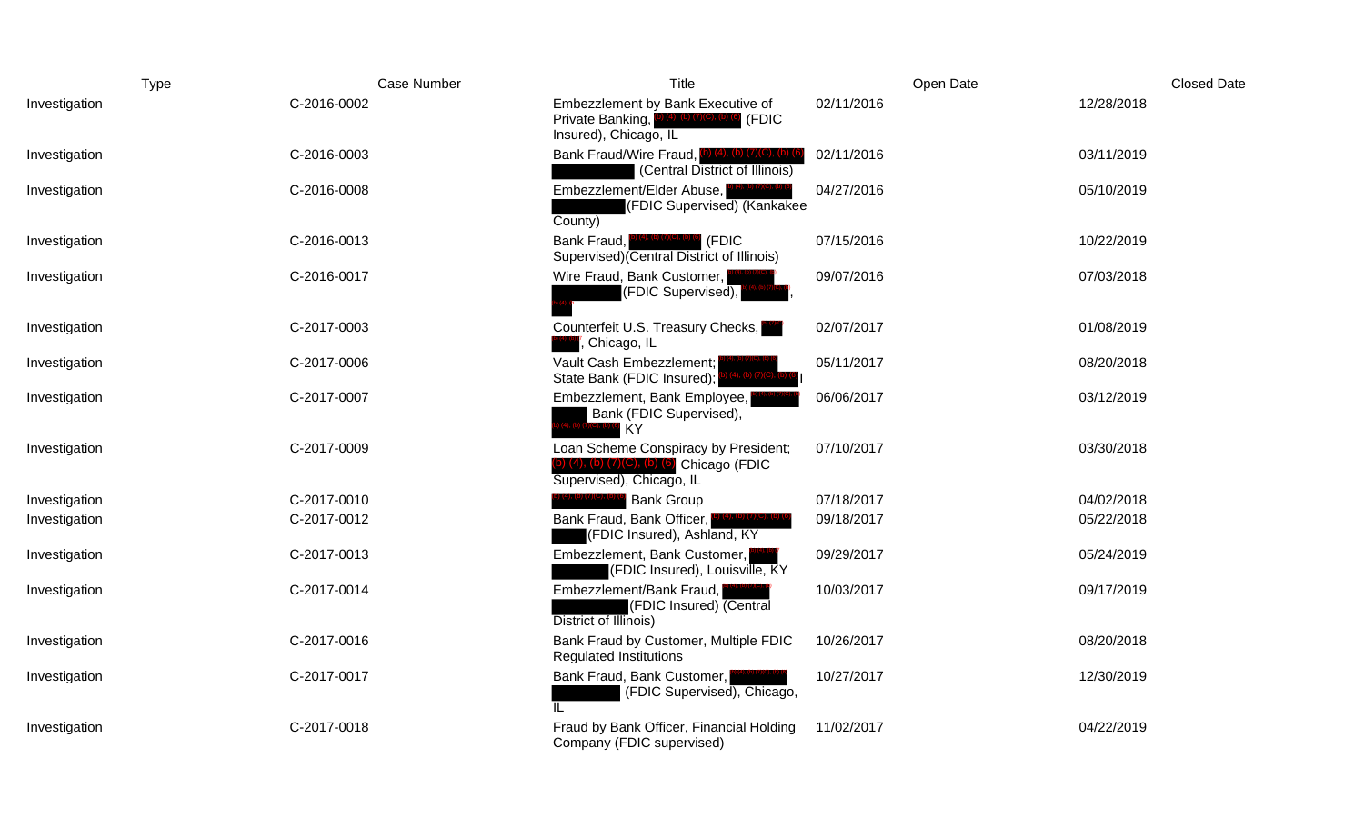| Type | Case Number | Title | Open Date | Closed Date |
|---|---|---|---|---|
| Investigation | C-2016-0002 | Embezzlement by Bank Executive of Private Banking, (b) (4), (b) (7)(C), (b) (6) (FDIC Insured), Chicago, IL | 02/11/2016 | 12/28/2018 |
| Investigation | C-2016-0003 | Bank Fraud/Wire Fraud, (b) (4), (b) (7)(C), (b) (6) (Central District of Illinois) | 02/11/2016 | 03/11/2019 |
| Investigation | C-2016-0008 | Embezzlement/Elder Abuse, (b) (4), (b) (7)(C), (b) (6) (FDIC Supervised) (Kankakee County) | 04/27/2016 | 05/10/2019 |
| Investigation | C-2016-0013 | Bank Fraud, (b) (4), (b) (7)(C), (b) (6) (FDIC Supervised)(Central District of Illinois) | 07/15/2016 | 10/22/2019 |
| Investigation | C-2016-0017 | Wire Fraud, Bank Customer, (b) (4), (b) (7)(C), (b) (6) (FDIC Supervised), (b) (4), (b) (7)(C), (b) (6), (b) (4), (b) | 09/07/2016 | 07/03/2018 |
| Investigation | C-2017-0003 | Counterfeit U.S. Treasury Checks, (b) (6), (b) (7)(C), Chicago, IL | 02/07/2017 | 01/08/2019 |
| Investigation | C-2017-0006 | Vault Cash Embezzlement; (b) (4), (b) (7)(C), (b) (6) State Bank (FDIC Insured); (b) (4), (b) (7)(C), (b) (6) I | 05/11/2017 | 08/20/2018 |
| Investigation | C-2017-0007 | Embezzlement, Bank Employee, (b) (6), (b) (7)(C), (b) Bank (FDIC Supervised), (b) (4), (b) (7)(C), (b) (6) KY | 06/06/2017 | 03/12/2019 |
| Investigation | C-2017-0009 | Loan Scheme Conspiracy by President; (b) (4), (b) (7)(C), (b) (6) Chicago (FDIC Supervised), Chicago, IL | 07/10/2017 | 03/30/2018 |
| Investigation | C-2017-0010 | (b) (4), (b) (7)(C), (b) (6) Bank Group | 07/18/2017 | 04/02/2018 |
| Investigation | C-2017-0012 | Bank Fraud, Bank Officer, (b) (4), (b) (7)(C), (b) (6) (FDIC Insured), Ashland, KY | 09/18/2017 | 05/22/2018 |
| Investigation | C-2017-0013 | Embezzlement, Bank Customer, (b) (6), (b) (7) (FDIC Insured), Louisville, KY | 09/29/2017 | 05/24/2019 |
| Investigation | C-2017-0014 | Embezzlement/Bank Fraud, (b) (4), (b) (7)(C), (b) (FDIC Insured) (Central District of Illinois) | 10/03/2017 | 09/17/2019 |
| Investigation | C-2017-0016 | Bank Fraud by Customer, Multiple FDIC Regulated Institutions | 10/26/2017 | 08/20/2018 |
| Investigation | C-2017-0017 | Bank Fraud, Bank Customer, (b) (6), (b) (7)(C), (b) (6) (FDIC Supervised), Chicago, IL | 10/27/2017 | 12/30/2019 |
| Investigation | C-2017-0018 | Fraud by Bank Officer, Financial Holding Company (FDIC supervised) | 11/02/2017 | 04/22/2019 |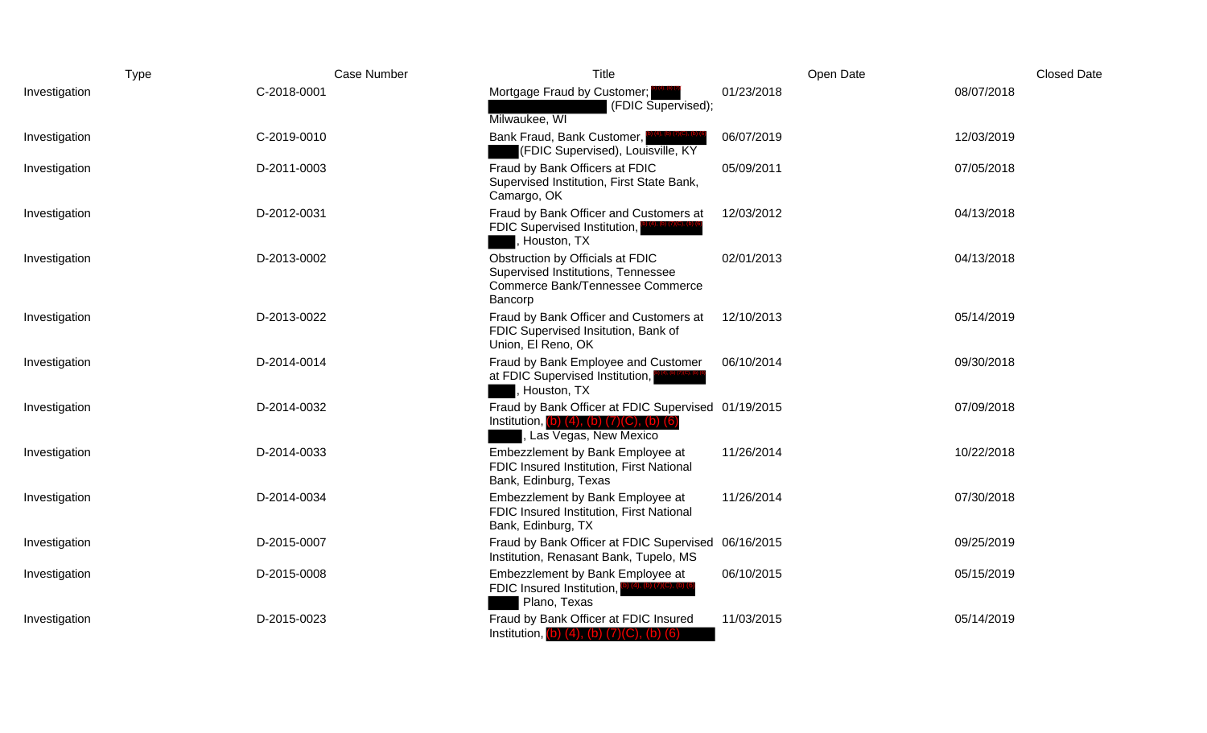| Type | Case Number | Title | Open Date | Closed Date |
|---|---|---|---|---|
| Investigation | C-2018-0001 | Mortgage Fraud by Customer; (b)(4), (b)(7)(C), (b)(6) (FDIC Supervised); Milwaukee, WI | 01/23/2018 | 08/07/2018 |
| Investigation | C-2019-0010 | Bank Fraud, Bank Customer, (b)(4), (b)(7)(C), (b)(6) (FDIC Supervised), Louisville, KY | 06/07/2019 | 12/03/2019 |
| Investigation | D-2011-0003 | Fraud by Bank Officers at FDIC Supervised Institution, First State Bank, Camargo, OK | 05/09/2011 | 07/05/2018 |
| Investigation | D-2012-0031 | Fraud by Bank Officer and Customers at FDIC Supervised Institution, (b)(4), (b)(7)(C), (b)(6), Houston, TX | 12/03/2012 | 04/13/2018 |
| Investigation | D-2013-0002 | Obstruction by Officials at FDIC Supervised Institutions, Tennessee Commerce Bank/Tennessee Commerce Bancorp | 02/01/2013 | 04/13/2018 |
| Investigation | D-2013-0022 | Fraud by Bank Officer and Customers at FDIC Supervised Insitution, Bank of Union, El Reno, OK | 12/10/2013 | 05/14/2019 |
| Investigation | D-2014-0014 | Fraud by Bank Employee and Customer at FDIC Supervised Institution, (b)(4), (b)(7)(C), (b)(6), Houston, TX | 06/10/2014 | 09/30/2018 |
| Investigation | D-2014-0032 | Fraud by Bank Officer at FDIC Supervised Institution, (b) (4), (b) (7)(C), (b) (6), Las Vegas, New Mexico | 01/19/2015 | 07/09/2018 |
| Investigation | D-2014-0033 | Embezzlement by Bank Employee at FDIC Insured Institution, First National Bank, Edinburg, Texas | 11/26/2014 | 10/22/2018 |
| Investigation | D-2014-0034 | Embezzlement by Bank Employee at FDIC Insured Institution, First National Bank, Edinburg, TX | 11/26/2014 | 07/30/2018 |
| Investigation | D-2015-0007 | Fraud by Bank Officer at FDIC Supervised Institution, Renasant Bank, Tupelo, MS | 06/16/2015 | 09/25/2019 |
| Investigation | D-2015-0008 | Embezzlement by Bank Employee at FDIC Insured Institution, (b)(4), (b)(7)(C), (b)(6) Plano, Texas | 06/10/2015 | 05/15/2019 |
| Investigation | D-2015-0023 | Fraud by Bank Officer at FDIC Insured Institution, (b) (4), (b) (7)(C), (b) (6) | 11/03/2015 | 05/14/2019 |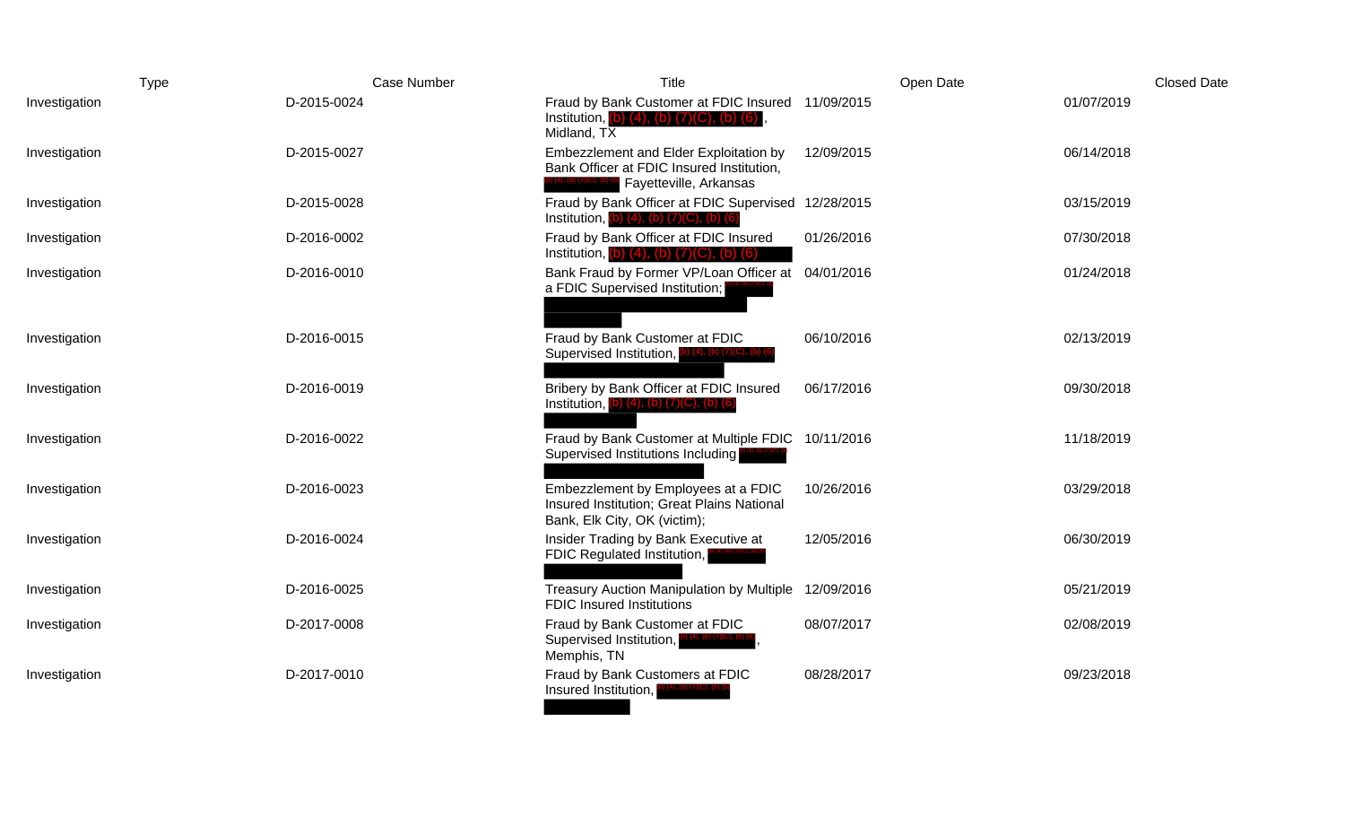| Type | Case Number | Title | Open Date | Closed Date |
|---|---|---|---|---|
| Investigation | D-2015-0024 | Fraud by Bank Customer at FDIC Insured Institution, (b) (4), (b) (7)(C), (b) (6), Midland, TX | 11/09/2015 | 01/07/2019 |
| Investigation | D-2015-0027 | Embezzlement and Elder Exploitation by Bank Officer at FDIC Insured Institution, (b) (4), (b) (7)(C), (b) (6) Fayetteville, Arkansas | 12/09/2015 | 06/14/2018 |
| Investigation | D-2015-0028 | Fraud by Bank Officer at FDIC Supervised Institution, (b) (4), (b) (7)(C), (b) (6) | 12/28/2015 | 03/15/2019 |
| Investigation | D-2016-0002 | Fraud by Bank Officer at FDIC Insured Institution, (b) (4), (b) (7)(C), (b) (6) | 01/26/2016 | 07/30/2018 |
| Investigation | D-2016-0010 | Bank Fraud by Former VP/Loan Officer at a FDIC Supervised Institution; (b) (4), (b) (7)(C), (b) (6) | 04/01/2016 | 01/24/2018 |
| Investigation | D-2016-0015 | Fraud by Bank Customer at FDIC Supervised Institution, (b) (4), (b) (7)(C), (b) (6) | 06/10/2016 | 02/13/2019 |
| Investigation | D-2016-0019 | Bribery by Bank Officer at FDIC Insured Institution, (b) (4), (b) (7)(C), (b) (6) | 06/17/2016 | 09/30/2018 |
| Investigation | D-2016-0022 | Fraud by Bank Customer at Multiple FDIC Supervised Institutions Including (b) (4), (b) (7)(C), (b) (6) | 10/11/2016 | 11/18/2019 |
| Investigation | D-2016-0023 | Embezzlement by Employees at a FDIC Insured Institution; Great Plains National Bank, Elk City, OK (victim); | 10/26/2016 | 03/29/2018 |
| Investigation | D-2016-0024 | Insider Trading by Bank Executive at FDIC Regulated Institution, (b) (4), (b) (7)(C), (b) (6) | 12/05/2016 | 06/30/2019 |
| Investigation | D-2016-0025 | Treasury Auction Manipulation by Multiple FDIC Insured Institutions | 12/09/2016 | 05/21/2019 |
| Investigation | D-2017-0008 | Fraud by Bank Customer at FDIC Supervised Institution, (b) (4), (b) (7)(C), (b) (6), Memphis, TN | 08/07/2017 | 02/08/2019 |
| Investigation | D-2017-0010 | Fraud by Bank Customers at FDIC Insured Institution, (b) (4), (b) (7)(C), (b) (6) | 08/28/2017 | 09/23/2018 |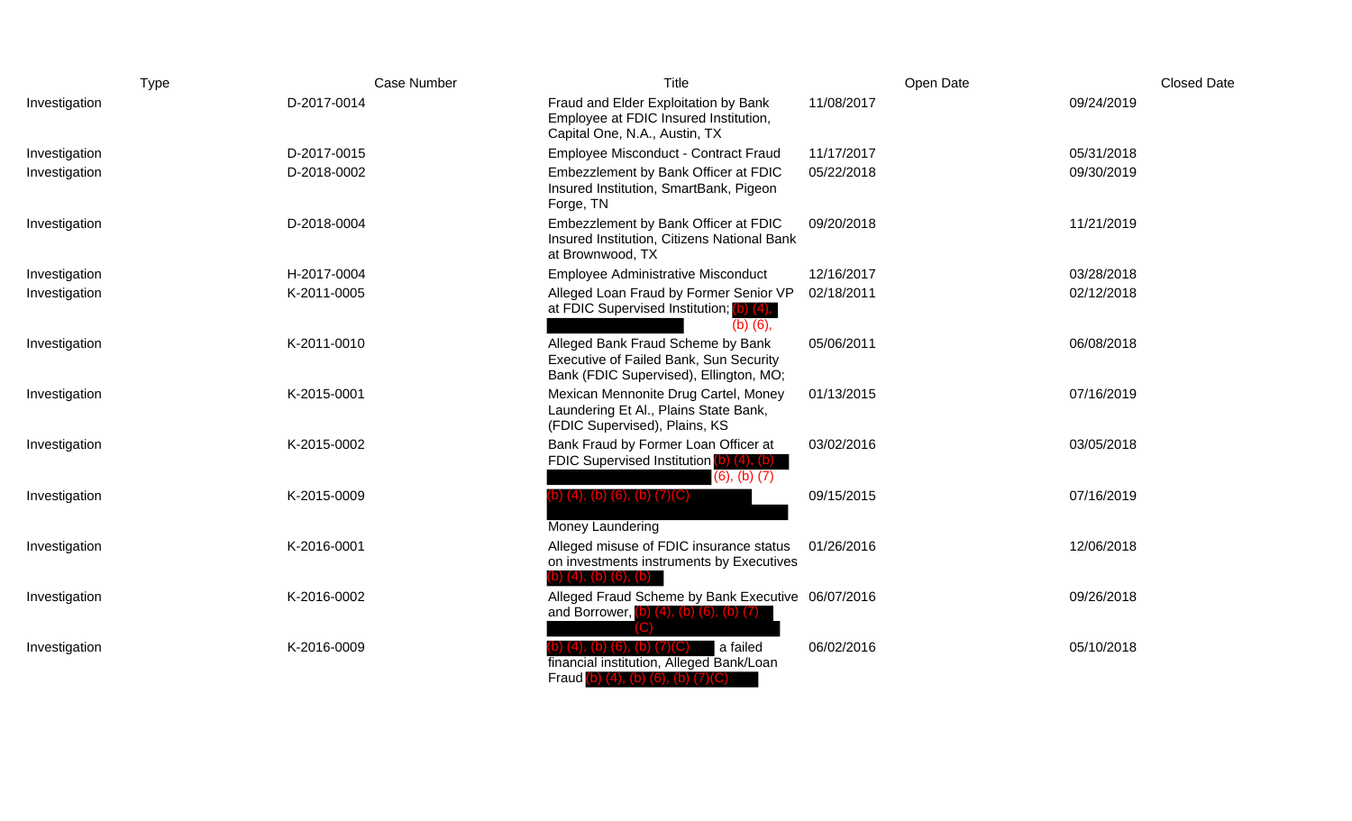| Type | Case Number | Title | Open Date | Closed Date |
|---|---|---|---|---|
| Investigation | D-2017-0014 | Fraud and Elder Exploitation by Bank Employee at FDIC Insured Institution, Capital One, N.A., Austin, TX | 11/08/2017 | 09/24/2019 |
| Investigation | D-2017-0015 | Employee Misconduct - Contract Fraud | 11/17/2017 | 05/31/2018 |
| Investigation | D-2018-0002 | Embezzlement by Bank Officer at FDIC Insured Institution, SmartBank, Pigeon Forge, TN | 05/22/2018 | 09/30/2019 |
| Investigation | D-2018-0004 | Embezzlement by Bank Officer at FDIC Insured Institution, Citizens National Bank at Brownwood, TX | 09/20/2018 | 11/21/2019 |
| Investigation | H-2017-0004 | Employee Administrative Misconduct | 12/16/2017 | 03/28/2018 |
| Investigation | K-2011-0005 | Alleged Loan Fraud by Former Senior VP at FDIC Supervised Institution; (b) (4), (b) (6), | 02/18/2011 | 02/12/2018 |
| Investigation | K-2011-0010 | Alleged Bank Fraud Scheme by Bank Executive of Failed Bank, Sun Security Bank (FDIC Supervised), Ellington, MO; | 05/06/2011 | 06/08/2018 |
| Investigation | K-2015-0001 | Mexican Mennonite Drug Cartel, Money Laundering Et Al., Plains State Bank, (FDIC Supervised), Plains, KS | 01/13/2015 | 07/16/2019 |
| Investigation | K-2015-0002 | Bank Fraud by Former Loan Officer at FDIC Supervised Institution (b) (4), (b) (6), (b) (7) | 03/02/2016 | 03/05/2018 |
| Investigation | K-2015-0009 | (b) (4), (b) (6), (b) (7)(C) Money Laundering | 09/15/2015 | 07/16/2019 |
| Investigation | K-2016-0001 | Alleged misuse of FDIC insurance status on investments instruments by Executives (b) (4), (b) (6), (b) | 01/26/2016 | 12/06/2018 |
| Investigation | K-2016-0002 | Alleged Fraud Scheme by Bank Executive and Borrower, (b) (4), (b) (6), (b) (7)(C) | 06/07/2016 | 09/26/2018 |
| Investigation | K-2016-0009 | (b) (4), (b) (6), (b) (7)(C) a failed financial institution, Alleged Bank/Loan Fraud (b) (4), (b) (6), (b) (7)(C) | 06/02/2016 | 05/10/2018 |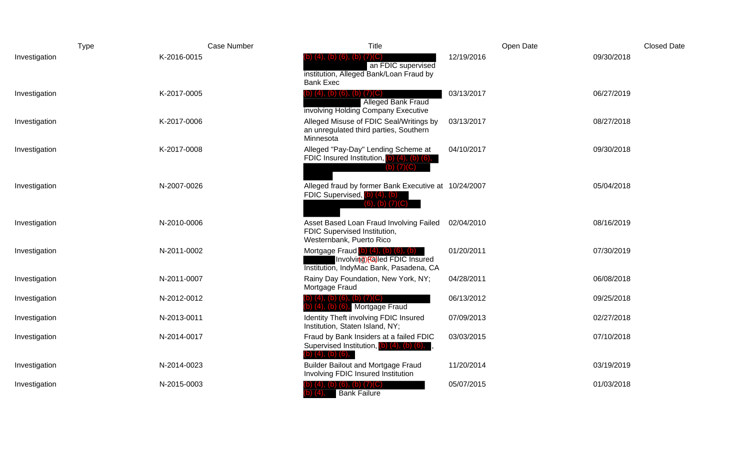| Type | Case Number | Title | Open Date | Closed Date |
|---|---|---|---|---|
| Investigation | K-2016-0015 | (b) (4), (b) (6), (b) (7)(C) an FDIC supervised institution, Alleged Bank/Loan Fraud by Bank Exec | 12/19/2016 | 09/30/2018 |
| Investigation | K-2017-0005 | (b) (4), (b) (6), (b) (7)(C) Alleged Bank Fraud involving Holding Company Executive | 03/13/2017 | 06/27/2019 |
| Investigation | K-2017-0006 | Alleged Misuse of FDIC Seal/Writings by an unregulated third parties, Southern Minnesota | 03/13/2017 | 08/27/2018 |
| Investigation | K-2017-0008 | Alleged "Pay-Day" Lending Scheme at FDIC Insured Institution, (b) (4), (b) (6), (b) (7)(C) | 04/10/2017 | 09/30/2018 |
| Investigation | N-2007-0026 | Alleged fraud by former Bank Executive at FDIC Supervised, (b) (4), (b) (6), (b) (7)(C) | 10/24/2007 | 05/04/2018 |
| Investigation | N-2010-0006 | Asset Based Loan Fraud Involving Failed FDIC Supervised Institution, Westernbank, Puerto Rico | 02/04/2010 | 08/16/2019 |
| Investigation | N-2011-0002 | Mortgage Fraud (b) (4), (b) (6), (b) (7)(C) Involving Failed FDIC Insured Institution, IndyMac Bank, Pasadena, CA | 01/20/2011 | 07/30/2019 |
| Investigation | N-2011-0007 | Rainy Day Foundation, New York, NY; Mortgage Fraud | 04/28/2011 | 06/08/2018 |
| Investigation | N-2012-0012 | (b) (4), (b) (6), (b) (7)(C) (b) (4), (b) (6), Mortgage Fraud | 06/13/2012 | 09/25/2018 |
| Investigation | N-2013-0011 | Identity Theft involving FDIC Insured Institution, Staten Island, NY; | 07/09/2013 | 02/27/2018 |
| Investigation | N-2014-0017 | Fraud by Bank Insiders at a failed FDIC Supervised Institution, (b) (4), (b) (6), , (b) (4), (b) (6), | 03/03/2015 | 07/10/2018 |
| Investigation | N-2014-0023 | Builder Bailout and Mortgage Fraud Involving FDIC Insured Institution | 11/20/2014 | 03/19/2019 |
| Investigation | N-2015-0003 | (b) (4), (b) (6), (b) (7)(C) (b) (4), Bank Failure | 05/07/2015 | 01/03/2018 |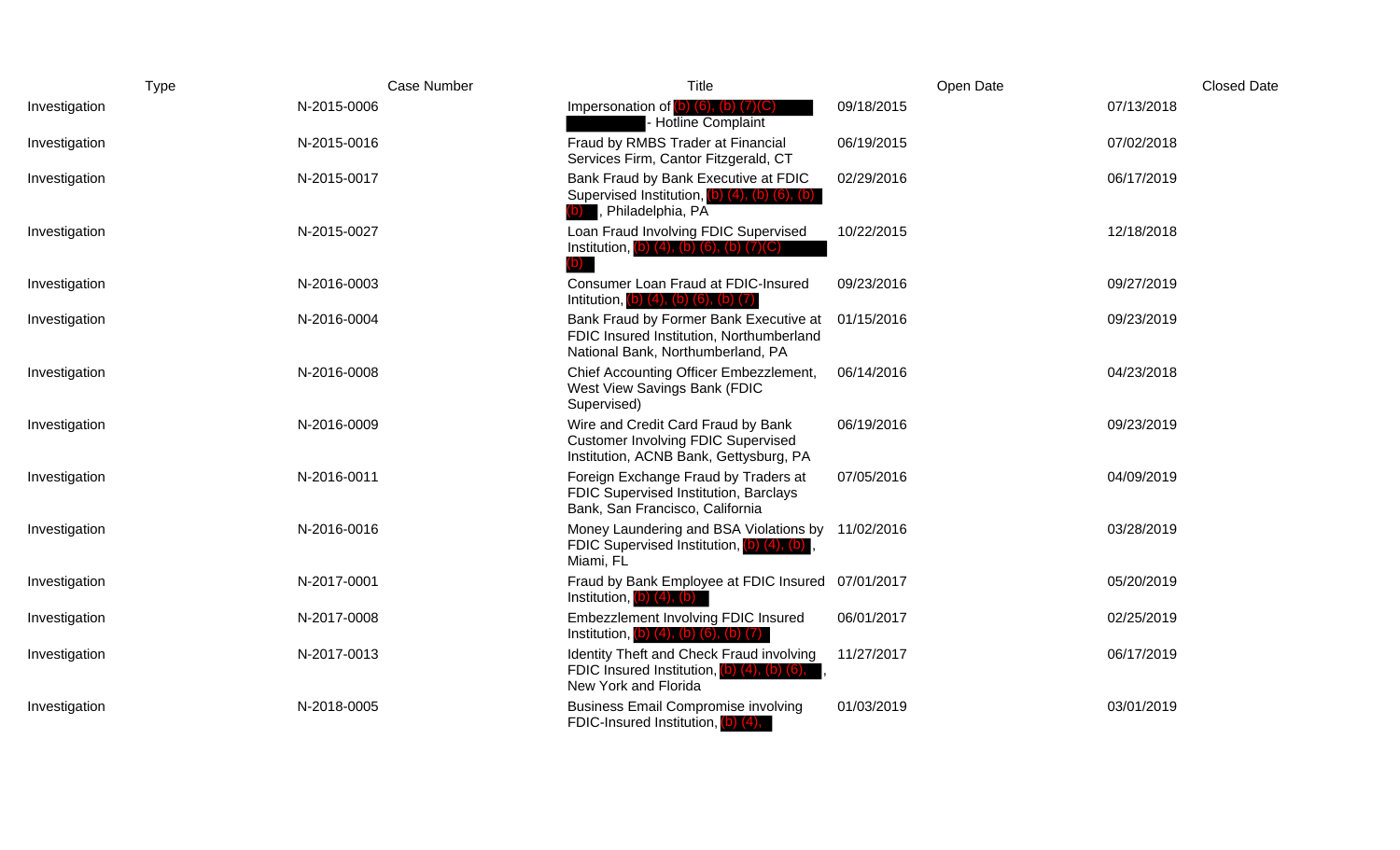| Type | Case Number | Title | Open Date | Closed Date |
|---|---|---|---|---|
| Investigation | N-2015-0006 | Impersonation of (b) (6), (b) (7)(C) - Hotline Complaint | 09/18/2015 | 07/13/2018 |
| Investigation | N-2015-0016 | Fraud by RMBS Trader at Financial Services Firm, Cantor Fitzgerald, CT | 06/19/2015 | 07/02/2018 |
| Investigation | N-2015-0017 | Bank Fraud by Bank Executive at FDIC Supervised Institution, (b) (4), (b) (6), (b) (b) , Philadelphia, PA | 02/29/2016 | 06/17/2019 |
| Investigation | N-2015-0027 | Loan Fraud Involving FDIC Supervised Institution, (b) (4), (b) (6), (b) (7)(C) (b) | 10/22/2015 | 12/18/2018 |
| Investigation | N-2016-0003 | Consumer Loan Fraud at FDIC-Insured Intitution, (b) (4), (b) (6), (b) (7) | 09/23/2016 | 09/27/2019 |
| Investigation | N-2016-0004 | Bank Fraud by Former Bank Executive at FDIC Insured Institution, Northumberland National Bank, Northumberland, PA | 01/15/2016 | 09/23/2019 |
| Investigation | N-2016-0008 | Chief Accounting Officer Embezzlement, West View Savings Bank (FDIC Supervised) | 06/14/2016 | 04/23/2018 |
| Investigation | N-2016-0009 | Wire and Credit Card Fraud by Bank Customer Involving FDIC Supervised Institution, ACNB Bank, Gettysburg, PA | 06/19/2016 | 09/23/2019 |
| Investigation | N-2016-0011 | Foreign Exchange Fraud by Traders at FDIC Supervised Institution, Barclays Bank, San Francisco, California | 07/05/2016 | 04/09/2019 |
| Investigation | N-2016-0016 | Money Laundering and BSA Violations by FDIC Supervised Institution, (b) (4), (b) , Miami, FL | 11/02/2016 | 03/28/2019 |
| Investigation | N-2017-0001 | Fraud by Bank Employee at FDIC Insured Institution, (b) (4), (b) | 07/01/2017 | 05/20/2019 |
| Investigation | N-2017-0008 | Embezzlement Involving FDIC Insured Institution, (b) (4), (b) (6), (b) (7) | 06/01/2017 | 02/25/2019 |
| Investigation | N-2017-0013 | Identity Theft and Check Fraud involving FDIC Insured Institution, (b) (4), (b) (6), , New York and Florida | 11/27/2017 | 06/17/2019 |
| Investigation | N-2018-0005 | Business Email Compromise involving FDIC-Insured Institution, (b) (4), | 01/03/2019 | 03/01/2019 |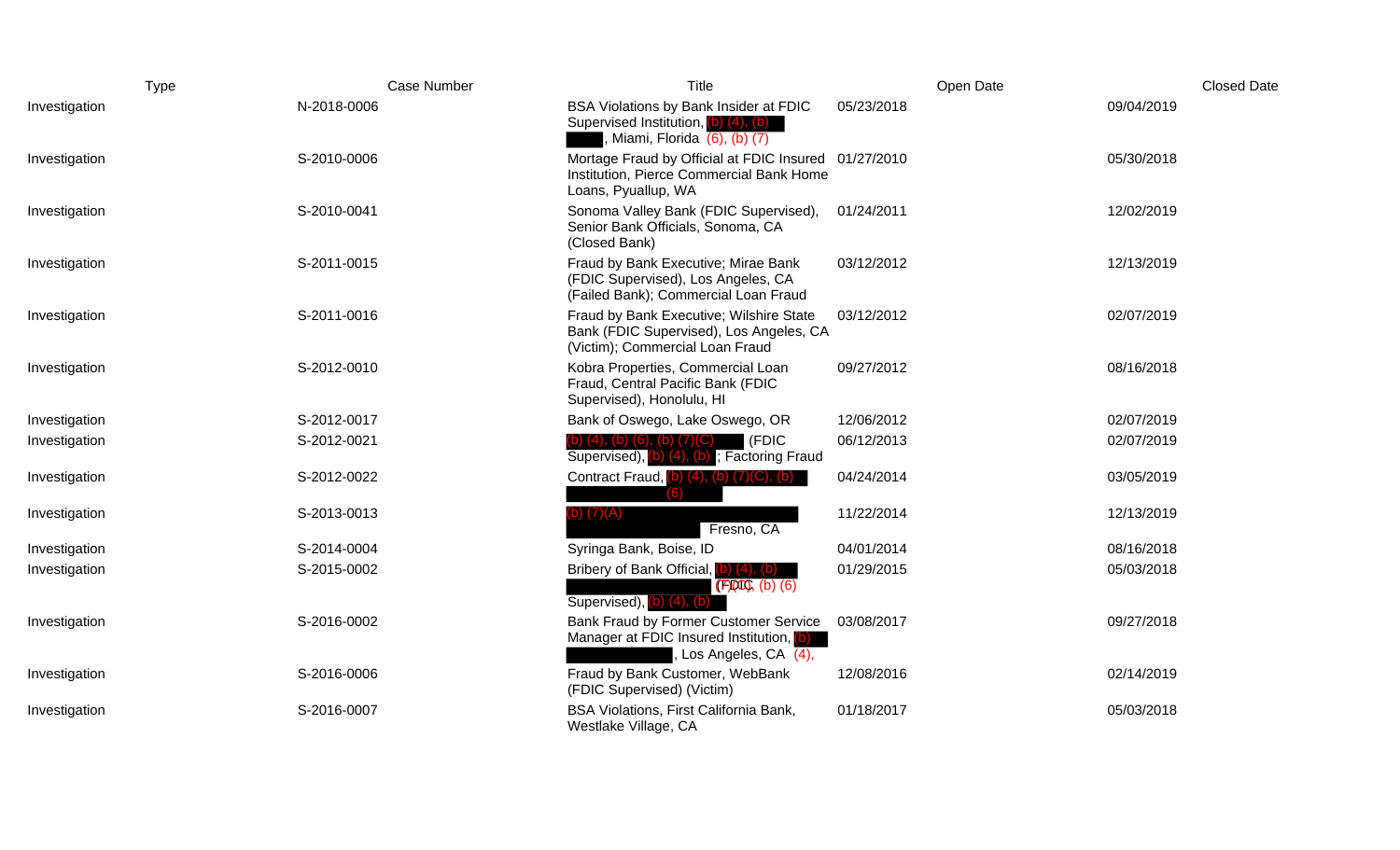| Type | Case Number | Title | Open Date | Closed Date |
|---|---|---|---|---|
| Investigation | N-2018-0006 | BSA Violations by Bank Insider at FDIC Supervised Institution, (b) (4), (b) (6), (b) (7), Miami, Florida | 05/23/2018 | 09/04/2019 |
| Investigation | S-2010-0006 | Mortage Fraud by Official at FDIC Insured Institution, Pierce Commercial Bank Home Loans, Pyuallup, WA | 01/27/2010 | 05/30/2018 |
| Investigation | S-2010-0041 | Sonoma Valley Bank (FDIC Supervised), Senior Bank Officials, Sonoma, CA (Closed Bank) | 01/24/2011 | 12/02/2019 |
| Investigation | S-2011-0015 | Fraud by Bank Executive; Mirae Bank (FDIC Supervised), Los Angeles, CA (Failed Bank); Commercial Loan Fraud | 03/12/2012 | 12/13/2019 |
| Investigation | S-2011-0016 | Fraud by Bank Executive; Wilshire State Bank (FDIC Supervised), Los Angeles, CA (Victim); Commercial Loan Fraud | 03/12/2012 | 02/07/2019 |
| Investigation | S-2012-0010 | Kobra Properties, Commercial Loan Fraud, Central Pacific Bank (FDIC Supervised), Honolulu, HI | 09/27/2012 | 08/16/2018 |
| Investigation | S-2012-0017 | Bank of Oswego, Lake Oswego, OR | 12/06/2012 | 02/07/2019 |
| Investigation | S-2012-0021 | (b) (4), (b) (6), (b) (7)(C) (FDIC Supervised), (b) (4), (b) ; Factoring Fraud | 06/12/2013 | 02/07/2019 |
| Investigation | S-2012-0022 | Contract Fraud, (b) (4), (b) (7)(C), (b) (6) | 04/24/2014 | 03/05/2019 |
| Investigation | S-2013-0013 | (b) (7)(A) Fresno, CA | 11/22/2014 | 12/13/2019 |
| Investigation | S-2014-0004 | Syringa Bank, Boise, ID | 04/01/2014 | 08/16/2018 |
| Investigation | S-2015-0002 | Bribery of Bank Official, (b) (4), (b) (7)(C), (b) (6) (FDIC Supervised), (b) (4), (b) | 01/29/2015 | 05/03/2018 |
| Investigation | S-2016-0002 | Bank Fraud by Former Customer Service Manager at FDIC Insured Institution, (b) (4), , Los Angeles, CA | 03/08/2017 | 09/27/2018 |
| Investigation | S-2016-0006 | Fraud by Bank Customer, WebBank (FDIC Supervised) (Victim) | 12/08/2016 | 02/14/2019 |
| Investigation | S-2016-0007 | BSA Violations, First California Bank, Westlake Village, CA | 01/18/2017 | 05/03/2018 |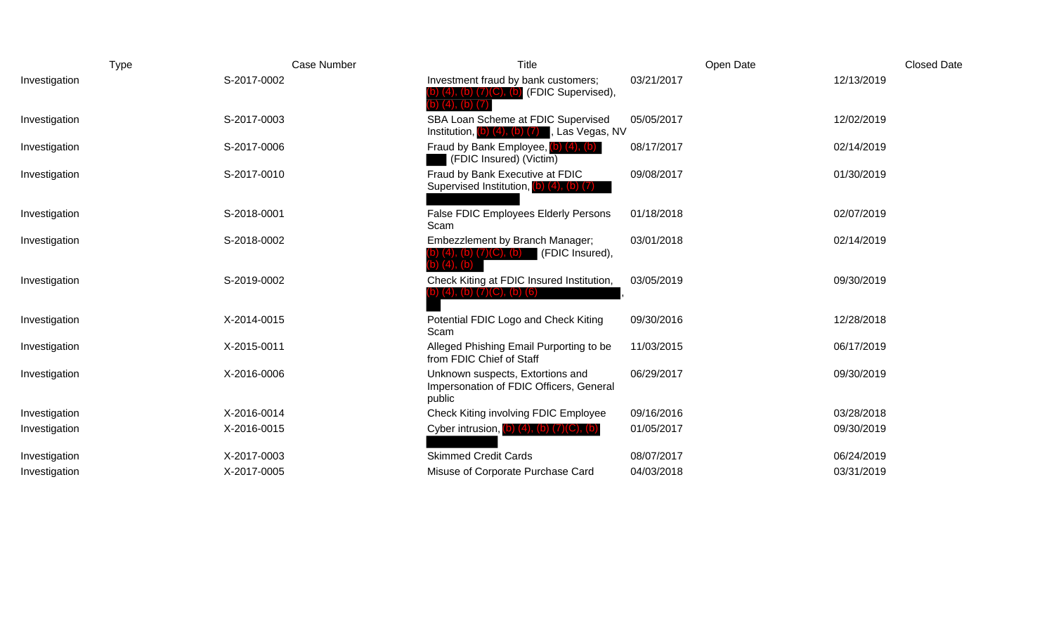| Type | Case Number | Title | Open Date | Closed Date |
|---|---|---|---|---|
| Investigation | S-2017-0002 | Investment fraud by bank customers; (b) (4), (b) (7)(C), (b) (FDIC Supervised), (b) (4), (b) (7) | 03/21/2017 | 12/13/2019 |
| Investigation | S-2017-0003 | SBA Loan Scheme at FDIC Supervised Institution, (b) (4), (b) (7), Las Vegas, NV | 05/05/2017 | 12/02/2019 |
| Investigation | S-2017-0006 | Fraud by Bank Employee, (b) (4), (b) (FDIC Insured) (Victim) | 08/17/2017 | 02/14/2019 |
| Investigation | S-2017-0010 | Fraud by Bank Executive at FDIC Supervised Institution, (b) (4), (b) (7) | 09/08/2017 | 01/30/2019 |
| Investigation | S-2018-0001 | False FDIC Employees Elderly Persons Scam | 01/18/2018 | 02/07/2019 |
| Investigation | S-2018-0002 | Embezzlement by Branch Manager; (b) (4), (b) (7)(C), (b) (FDIC Insured), (b) (4), (b) | 03/01/2018 | 02/14/2019 |
| Investigation | S-2019-0002 | Check Kiting at FDIC Insured Institution, (b) (4), (b) (7)(C), (b) (6), | 03/05/2019 | 09/30/2019 |
| Investigation | X-2014-0015 | Potential FDIC Logo and Check Kiting Scam | 09/30/2016 | 12/28/2018 |
| Investigation | X-2015-0011 | Alleged Phishing Email Purporting to be from FDIC Chief of Staff | 11/03/2015 | 06/17/2019 |
| Investigation | X-2016-0006 | Unknown suspects, Extortions and Impersonation of FDIC Officers, General public | 06/29/2017 | 09/30/2019 |
| Investigation | X-2016-0014 | Check Kiting involving FDIC Employee | 09/16/2016 | 03/28/2018 |
| Investigation | X-2016-0015 | Cyber intrusion, (b) (4), (b) (7)(C), (b) | 01/05/2017 | 09/30/2019 |
| Investigation | X-2017-0003 | Skimmed Credit Cards | 08/07/2017 | 06/24/2019 |
| Investigation | X-2017-0005 | Misuse of Corporate Purchase Card | 04/03/2018 | 03/31/2019 |